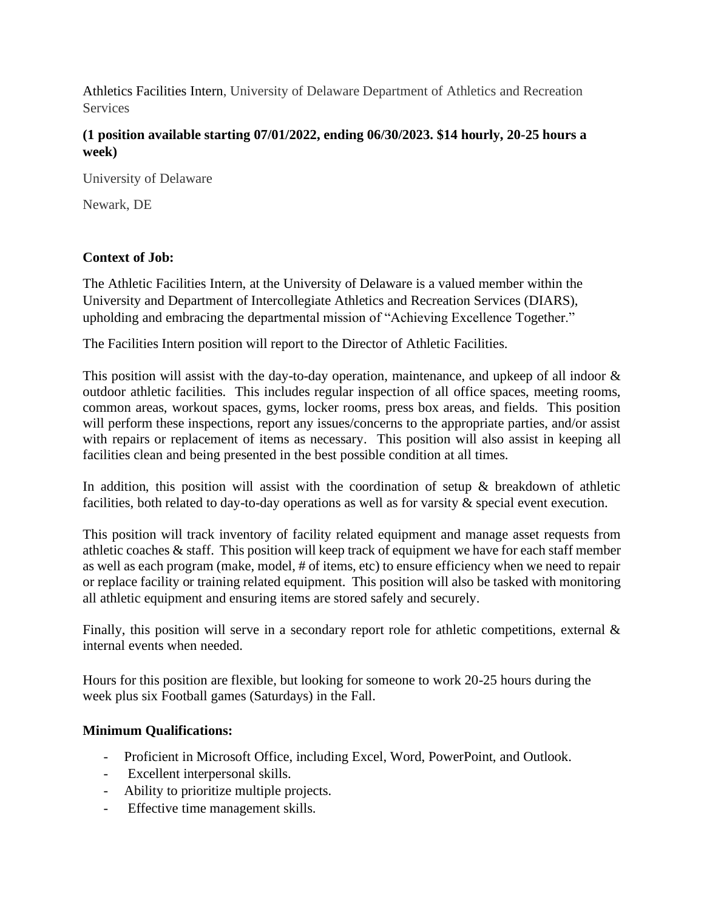Athletics Facilities Intern, University of Delaware Department of Athletics and Recreation Services

**(1 position available starting 07/01/2022, ending 06/30/2023. $14 hourly, 20-25 hours a week)**

University of Delaware

Newark, DE

**Context of Job:**

The Athletic Facilities Intern, at the University of Delaware is a valued member within the University and Department of Intercollegiate Athletics and Recreation Services (DIARS), upholding and embracing the departmental mission of "Achieving Excellence Together."

The Facilities Intern position will report to the Director of Athletic Facilities.

This position will assist with the day-to-day operation, maintenance, and upkeep of all indoor & outdoor athletic facilities. This includes regular inspection of all office spaces, meeting rooms, common areas, workout spaces, gyms, locker rooms, press box areas, and fields. This position will perform these inspections, report any issues/concerns to the appropriate parties, and/or assist with repairs or replacement of items as necessary. This position will also assist in keeping all facilities clean and being presented in the best possible condition at all times.

In addition, this position will assist with the coordination of setup & breakdown of athletic facilities, both related to day-to-day operations as well as for varsity & special event execution.

This position will track inventory of facility related equipment and manage asset requests from athletic coaches & staff. This position will keep track of equipment we have for each staff member as well as each program (make, model, # of items, etc) to ensure efficiency when we need to repair or replace facility or training related equipment. This position will also be tasked with monitoring all athletic equipment and ensuring items are stored safely and securely.

Finally, this position will serve in a secondary report role for athletic competitions, external & internal events when needed.

Hours for this position are flexible, but looking for someone to work 20-25 hours during the week plus six Football games (Saturdays) in the Fall.

**Minimum Qualifications:**

- Proficient in Microsoft Office, including Excel, Word, PowerPoint, and Outlook.
- Excellent interpersonal skills.
- Ability to prioritize multiple projects.
- Effective time management skills.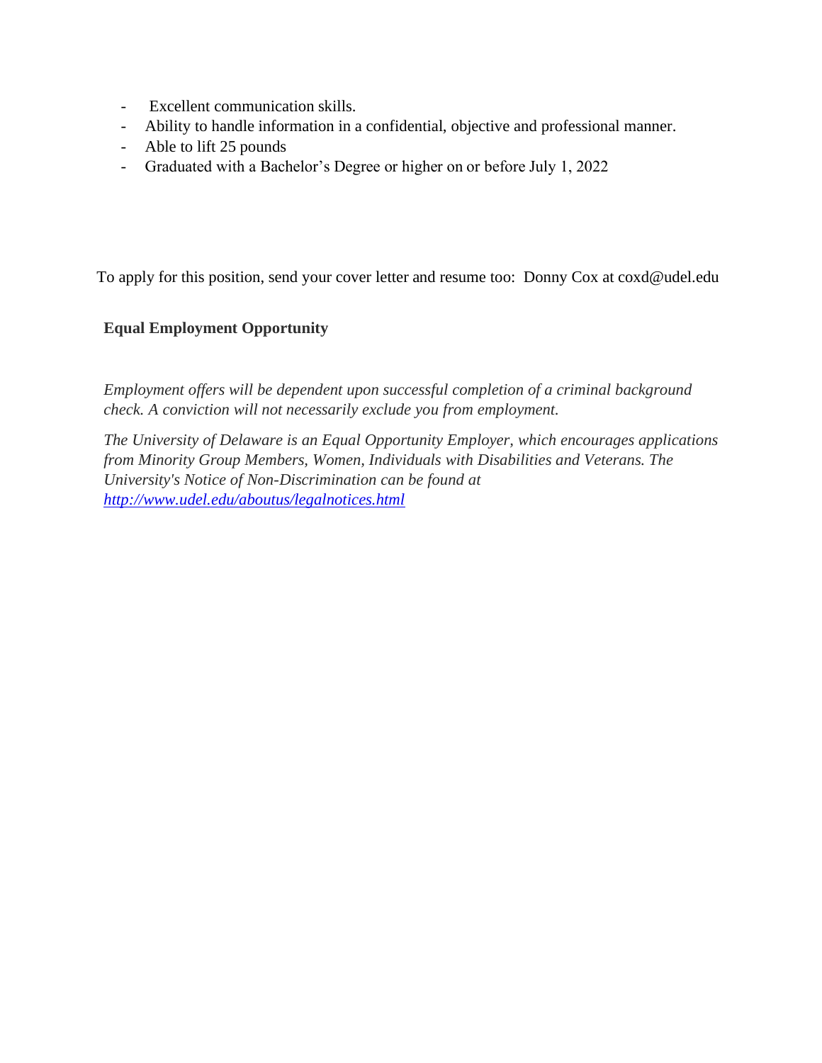- Excellent communication skills.
- Ability to handle information in a confidential, objective and professional manner.
- Able to lift 25 pounds
- Graduated with a Bachelor's Degree or higher on or before July 1, 2022

To apply for this position, send your cover letter and resume too: Donny Cox at coxd@udel.edu

**Equal Employment Opportunity**

*Employment offers will be dependent upon successful completion of a criminal background check. A conviction will not necessarily exclude you from employment.*

*The University of Delaware is an Equal Opportunity Employer, which encourages applications from Minority Group Members, Women, Individuals with Disabilities and Veterans. The University's Notice of Non-Discrimination can be found at [http://www.udel.edu/aboutus/legalnotices.html](http://www.udel.edu/aboutus/legalnotices.html)*